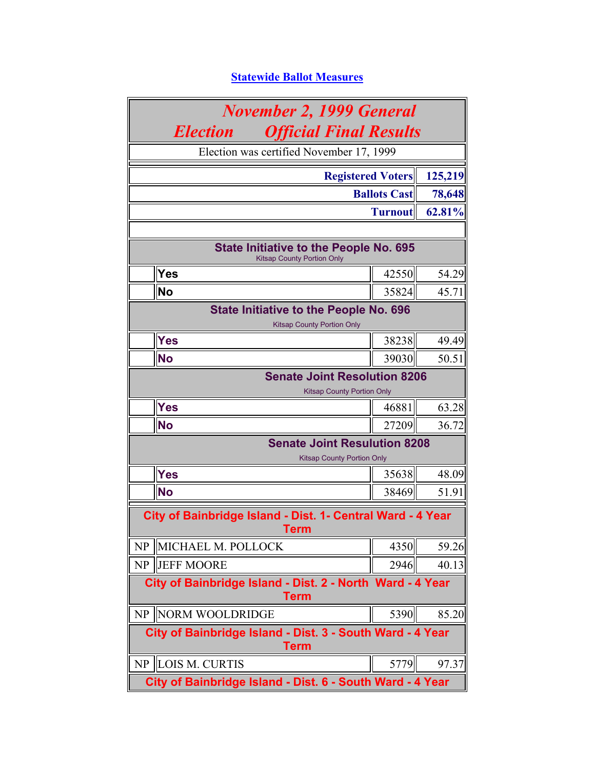Statewide Ballot Measures

| November 2, 1999 General Election Official Final Results | | | |
|---|---|---|---|
| Election was certified November 17, 1999 | | | |
| | **Registered Voters** | | **125,219** |
| | **Ballots Cast** | | **78,648** |
| | **Turnout** | | **62.81%** |
| | | | |
| **State Initiative to the People No. 695** Kitsap County Portion Only | | | |
| | **Yes** | 42550 | 54.29 |
| | **No** | 35824 | 45.71 |
| **State Initiative to the People No. 696** Kitsap County Portion Only | | | |
| | **Yes** | 38238 | 49.49 |
| | **No** | 39030 | 50.51 |
| **Senate Joint Resolution 8206** Kitsap County Portion Only | | | |
| | **Yes** | 46881 | 63.28 |
| | **No** | 27209 | 36.72 |
| **Senate Joint Resulution 8208** Kitsap County Portion Only | | | |
| | **Yes** | 35638 | 48.09 |
| | **No** | 38469 | 51.91 |
| **City of Bainbridge Island - Dist. 1- Central Ward - 4 Year Term** | | | |
| NP | MICHAEL M. POLLOCK | 4350 | 59.26 |
| NP | JEFF MOORE | 2946 | 40.13 |
| **City of Bainbridge Island - Dist. 2 - North Ward - 4 Year Term** | | | |
| NP | NORM WOOLDRIDGE | 5390 | 85.20 |
| **City of Bainbridge Island - Dist. 3 - South Ward - 4 Year Term** | | | |
| NP | LOIS M. CURTIS | 5779 | 97.37 |
| **City of Bainbridge Island - Dist. 6 - South Ward - 4 Year** | | | |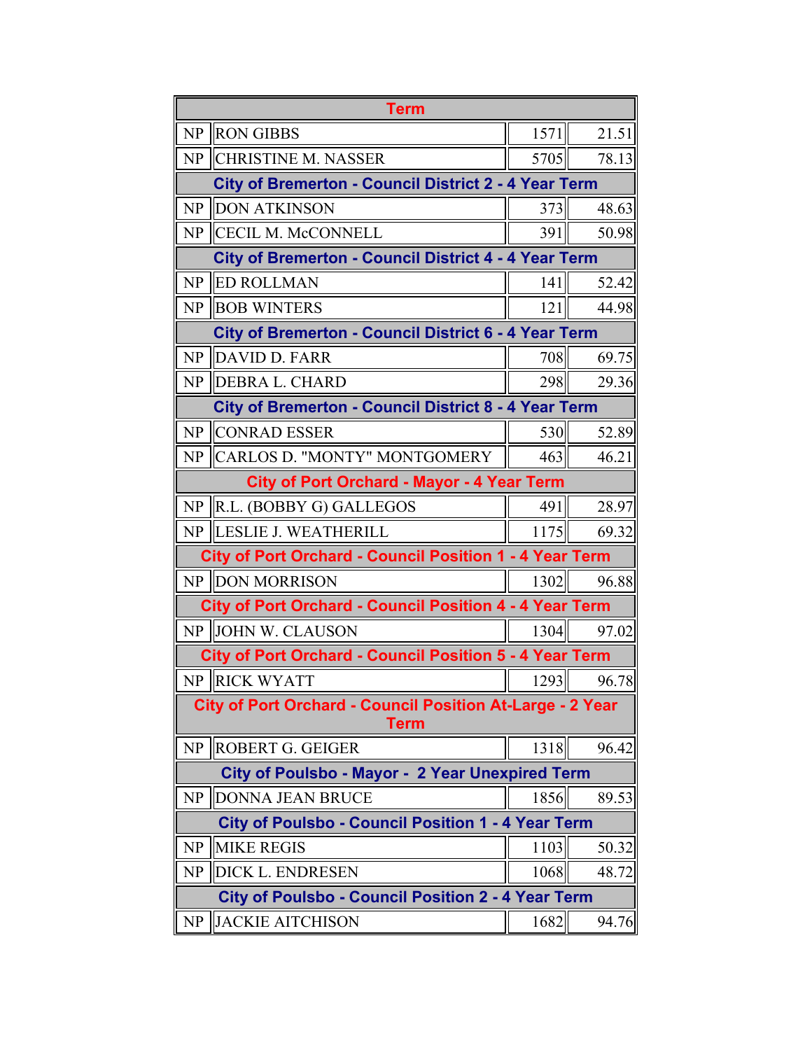| Term | | | |
|---|---|---|---|
| NP | RON GIBBS | 1571 | 21.51 |
| NP | CHRISTINE M. NASSER | 5705 | 78.13 |
| **City of Bremerton - Council District 2 - 4 Year Term** | | | |
| NP | DON ATKINSON | 373 | 48.63 |
| NP | CECIL M. McCONNELL | 391 | 50.98 |
| **City of Bremerton - Council District 4 - 4 Year Term** | | | |
| NP | ED ROLLMAN | 141 | 52.42 |
| NP | BOB WINTERS | 121 | 44.98 |
| **City of Bremerton - Council District 6 - 4 Year Term** | | | |
| NP | DAVID D. FARR | 708 | 69.75 |
| NP | DEBRA L. CHARD | 298 | 29.36 |
| **City of Bremerton - Council District 8 - 4 Year Term** | | | |
| NP | CONRAD ESSER | 530 | 52.89 |
| NP | CARLOS D. "MONTY" MONTGOMERY | 463 | 46.21 |
| **City of Port Orchard - Mayor - 4 Year Term** | | | |
| NP | R.L. (BOBBY G) GALLEGOS | 491 | 28.97 |
| NP | LESLIE J. WEATHERILL | 1175 | 69.32 |
| **City of Port Orchard - Council Position 1 - 4 Year Term** | | | |
| NP | DON MORRISON | 1302 | 96.88 |
| **City of Port Orchard - Council Position 4 - 4 Year Term** | | | |
| NP | JOHN W. CLAUSON | 1304 | 97.02 |
| **City of Port Orchard - Council Position 5 - 4 Year Term** | | | |
| NP | RICK WYATT | 1293 | 96.78 |
| **City of Port Orchard - Council Position At-Large - 2 Year Term** | | | |
| NP | ROBERT G. GEIGER | 1318 | 96.42 |
| **City of Poulsbo - Mayor - 2 Year Unexpired Term** | | | |
| NP | DONNA JEAN BRUCE | 1856 | 89.53 |
| **City of Poulsbo - Council Position 1 - 4 Year Term** | | | |
| NP | MIKE REGIS | 1103 | 50.32 |
| NP | DICK L. ENDRESEN | 1068 | 48.72 |
| **City of Poulsbo - Council Position 2 - 4 Year Term** | | | |
| NP | JACKIE AITCHISON | 1682 | 94.76 |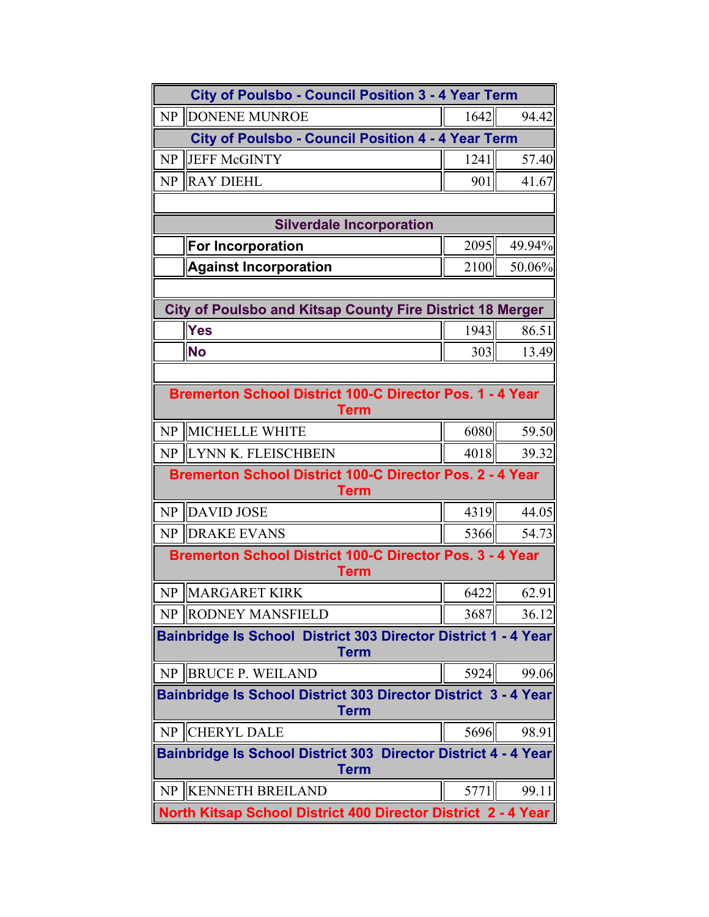| | City of Poulsbo - Council Position 3 - 4 Year Term | | |
|---|---|---|---|
| NP | DONENE MUNROE | 1642 | 94.42 |
| | **City of Poulsbo - Council Position 4 - 4 Year Term** | | |
| NP | JEFF McGINTY | 1241 | 57.40 |
| NP | RAY DIEHL | 901 | 41.67 |
| | | | |
| | **Silverdale Incorporation** | | |
| | **For Incorporation** | 2095 | 49.94% |
| | **Against Incorporation** | 2100 | 50.06% |
| | | | |
| | **City of Poulsbo and Kitsap County Fire District 18 Merger** | | |
| | **Yes** | 1943 | 86.51 |
| | **No** | 303 | 13.49 |
| | | | |
| | **Bremerton School District 100-C Director Pos. 1 - 4 Year Term** | | |
| NP | MICHELLE WHITE | 6080 | 59.50 |
| NP | LYNN K. FLEISCHBEIN | 4018 | 39.32 |
| | **Bremerton School District 100-C Director Pos. 2 - 4 Year Term** | | |
| NP | DAVID JOSE | 4319 | 44.05 |
| NP | DRAKE EVANS | 5366 | 54.73 |
| | **Bremerton School District 100-C Director Pos. 3 - 4 Year Term** | | |
| NP | MARGARET KIRK | 6422 | 62.91 |
| NP | RODNEY MANSFIELD | 3687 | 36.12 |
| | **Bainbridge Is School District 303 Director District 1 - 4 Year Term** | | |
| NP | BRUCE P. WEILAND | 5924 | 99.06 |
| | **Bainbridge Is School District 303 Director District 3 - 4 Year Term** | | |
| NP | CHERYL DALE | 5696 | 98.91 |
| | **Bainbridge Is School District 303 Director District 4 - 4 Year Term** | | |
| NP | KENNETH BREILAND | 5771 | 99.11 |
| | **North Kitsap School District 400 Director District 2 - 4 Year** | | |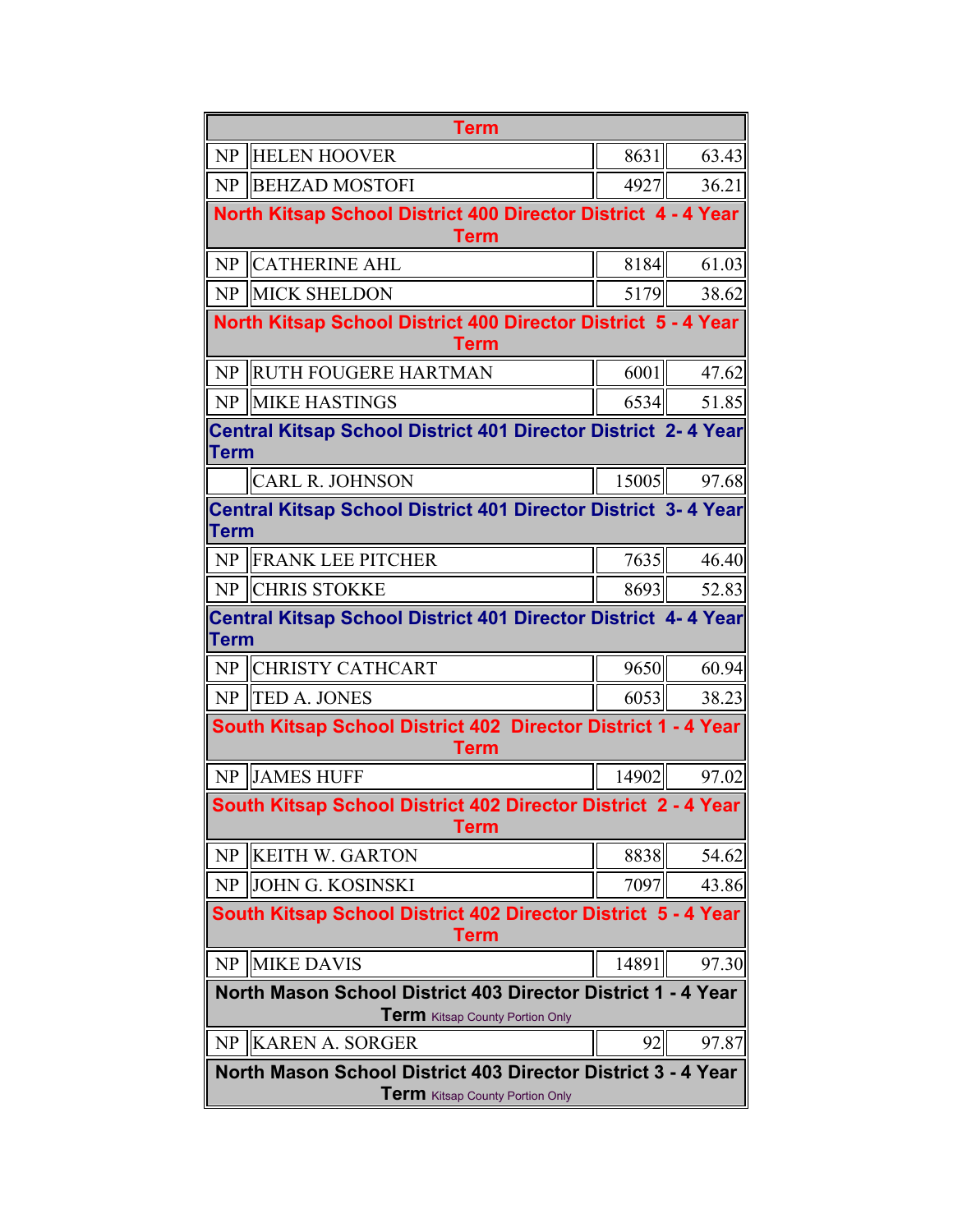| Term | | | |
|---|---|---|---|
| NP | HELEN HOOVER | 8631 | 63.43 |
| NP | BEHZAD MOSTOFI | 4927 | 36.21 |
| **North Kitsap School District 400 Director District 4 - 4 Year Term** | | | |
| NP | CATHERINE AHL | 8184 | 61.03 |
| NP | MICK SHELDON | 5179 | 38.62 |
| **North Kitsap School District 400 Director District 5 - 4 Year Term** | | | |
| NP | RUTH FOUGERE HARTMAN | 6001 | 47.62 |
| NP | MIKE HASTINGS | 6534 | 51.85 |
| **Central Kitsap School District 401 Director District 2- 4 Year Term** | | | |
| | CARL R. JOHNSON | 15005 | 97.68 |
| **Central Kitsap School District 401 Director District 3- 4 Year Term** | | | |
| NP | FRANK LEE PITCHER | 7635 | 46.40 |
| NP | CHRIS STOKKE | 8693 | 52.83 |
| **Central Kitsap School District 401 Director District 4- 4 Year Term** | | | |
| NP | CHRISTY CATHCART | 9650 | 60.94 |
| NP | TED A. JONES | 6053 | 38.23 |
| **South Kitsap School District 402 Director District 1 - 4 Year Term** | | | |
| NP | JAMES HUFF | 14902 | 97.02 |
| **South Kitsap School District 402 Director District 2 - 4 Year Term** | | | |
| NP | KEITH W. GARTON | 8838 | 54.62 |
| NP | JOHN G. KOSINSKI | 7097 | 43.86 |
| **South Kitsap School District 402 Director District 5 - 4 Year Term** | | | |
| NP | MIKE DAVIS | 14891 | 97.30 |
| **North Mason School District 403 Director District 1 - 4 Year Term** Kitsap County Portion Only | | | |
| NP | KAREN A. SORGER | 92 | 97.87 |
| **North Mason School District 403 Director District 3 - 4 Year Term** Kitsap County Portion Only | | | |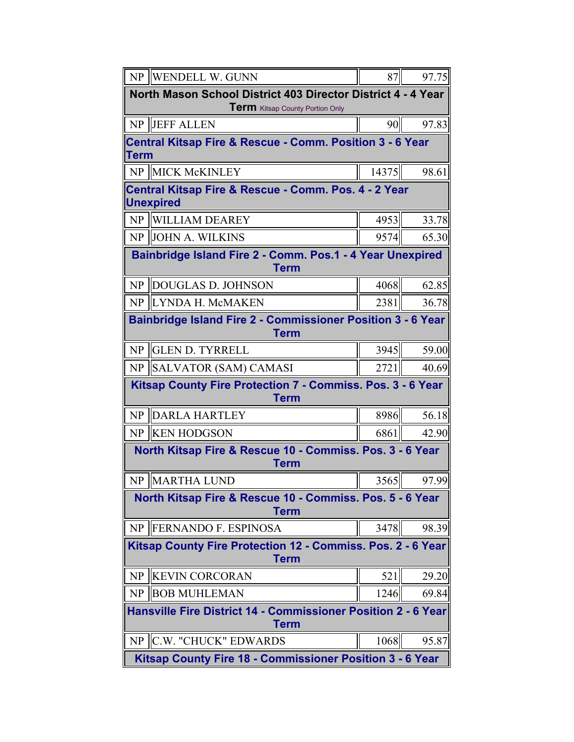| | | | |
|---|---|---|---|
| NP | WENDELL W. GUNN | 87 | 97.75 |
| **North Mason School District 403 Director District 4 - 4 Year Term** Kitsap County Portion Only | | | |
| NP | JEFF ALLEN | 90 | 97.83 |
| **Central Kitsap Fire & Rescue - Comm. Position 3 - 6 Year Term** | | | |
| NP | MICK McKINLEY | 14375 | 98.61 |
| **Central Kitsap Fire & Rescue - Comm. Pos. 4 - 2 Year Unexpired** | | | |
| NP | WILLIAM DEAREY | 4953 | 33.78 |
| NP | JOHN A. WILKINS | 9574 | 65.30 |
| **Bainbridge Island Fire 2 - Comm. Pos.1 - 4 Year Unexpired Term** | | | |
| NP | DOUGLAS D. JOHNSON | 4068 | 62.85 |
| NP | LYNDA H. McMAKEN | 2381 | 36.78 |
| **Bainbridge Island Fire 2 - Commissioner Position 3 - 6 Year Term** | | | |
| NP | GLEN D. TYRRELL | 3945 | 59.00 |
| NP | SALVATOR (SAM) CAMASI | 2721 | 40.69 |
| **Kitsap County Fire Protection 7 - Commiss. Pos. 3 - 6 Year Term** | | | |
| NP | DARLA HARTLEY | 8986 | 56.18 |
| NP | KEN HODGSON | 6861 | 42.90 |
| **North Kitsap Fire & Rescue 10 - Commiss. Pos. 3 - 6 Year Term** | | | |
| NP | MARTHA LUND | 3565 | 97.99 |
| **North Kitsap Fire & Rescue 10 - Commiss. Pos. 5 - 6 Year Term** | | | |
| NP | FERNANDO F. ESPINOSA | 3478 | 98.39 |
| **Kitsap County Fire Protection 12 - Commiss. Pos. 2 - 6 Year Term** | | | |
| NP | KEVIN CORCORAN | 521 | 29.20 |
| NP | BOB MUHLEMAN | 1246 | 69.84 |
| **Hansville Fire District 14 - Commissioner Position 2 - 6 Year Term** | | | |
| NP | C.W. "CHUCK" EDWARDS | 1068 | 95.87 |
| **Kitsap County Fire 18 - Commissioner Position 3 - 6 Year** | | | |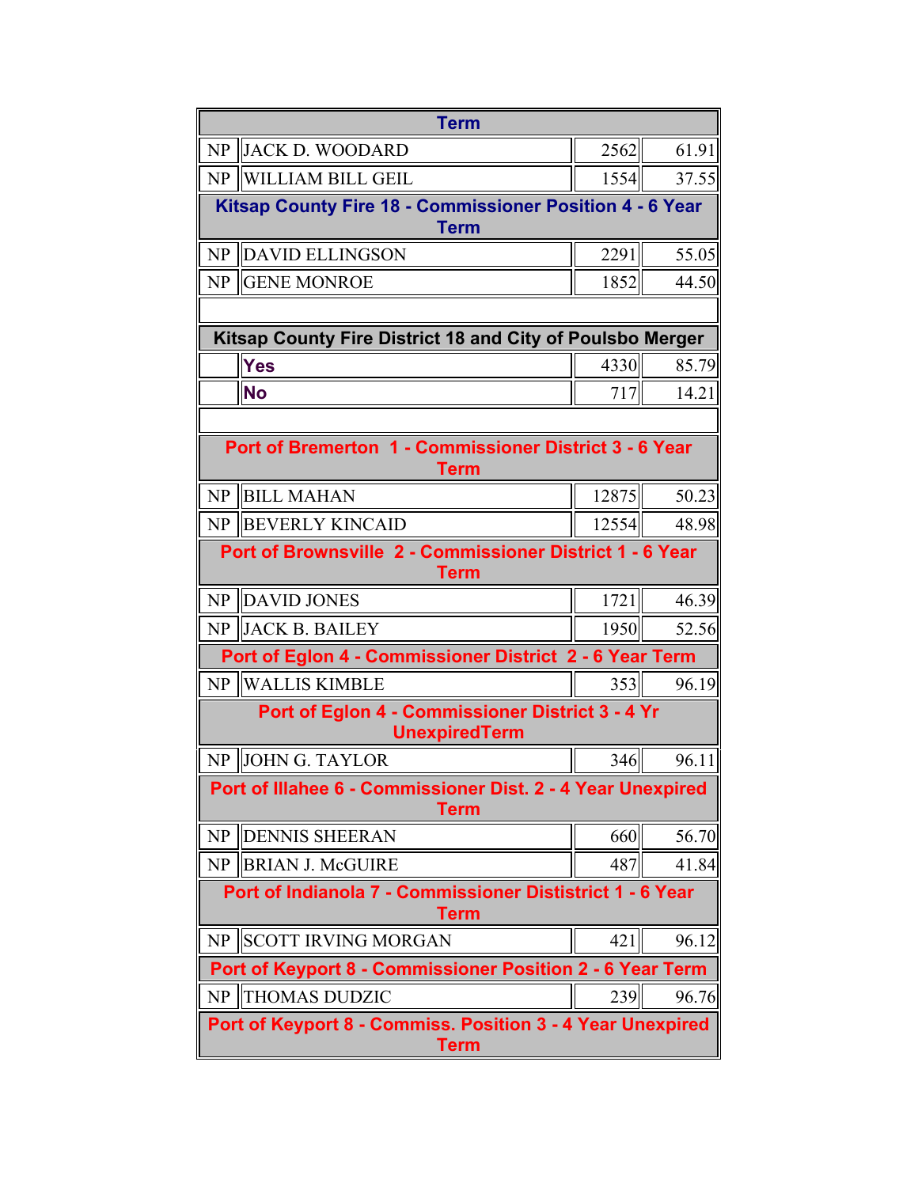| Term | | | |
|---|---|---|---|
| NP | JACK D. WOODARD | 2562 | 61.91 |
| NP | WILLIAM BILL GEIL | 1554 | 37.55 |
| **Kitsap County Fire 18 - Commissioner Position 4 - 6 Year Term** | | | |
| NP | DAVID ELLINGSON | 2291 | 55.05 |
| NP | GENE MONROE | 1852 | 44.50 |
| | | | |
| **Kitsap County Fire District 18 and City of Poulsbo Merger** | | | |
| | **Yes** | 4330 | 85.79 |
| | **No** | 717 | 14.21 |
| | | | |
| **Port of Bremerton 1 - Commissioner District 3 - 6 Year Term** | | | |
| NP | BILL MAHAN | 12875 | 50.23 |
| NP | BEVERLY KINCAID | 12554 | 48.98 |
| **Port of Brownsville 2 - Commissioner District 1 - 6 Year Term** | | | |
| NP | DAVID JONES | 1721 | 46.39 |
| NP | JACK B. BAILEY | 1950 | 52.56 |
| **Port of Eglon 4 - Commissioner District 2 - 6 Year Term** | | | |
| NP | WALLIS KIMBLE | 353 | 96.19 |
| **Port of Eglon 4 - Commissioner District 3 - 4 Yr UnexpiredTerm** | | | |
| NP | JOHN G. TAYLOR | 346 | 96.11 |
| **Port of Illahee 6 - Commissioner Dist. 2 - 4 Year Unexpired Term** | | | |
| NP | DENNIS SHEERAN | 660 | 56.70 |
| NP | BRIAN J. McGUIRE | 487 | 41.84 |
| **Port of Indianola 7 - Commissioner Dististrict 1 - 6 Year Term** | | | |
| NP | SCOTT IRVING MORGAN | 421 | 96.12 |
| **Port of Keyport 8 - Commissioner Position 2 - 6 Year Term** | | | |
| NP | THOMAS DUDZIC | 239 | 96.76 |
| **Port of Keyport 8 - Commiss. Position 3 - 4 Year Unexpired Term** | | | |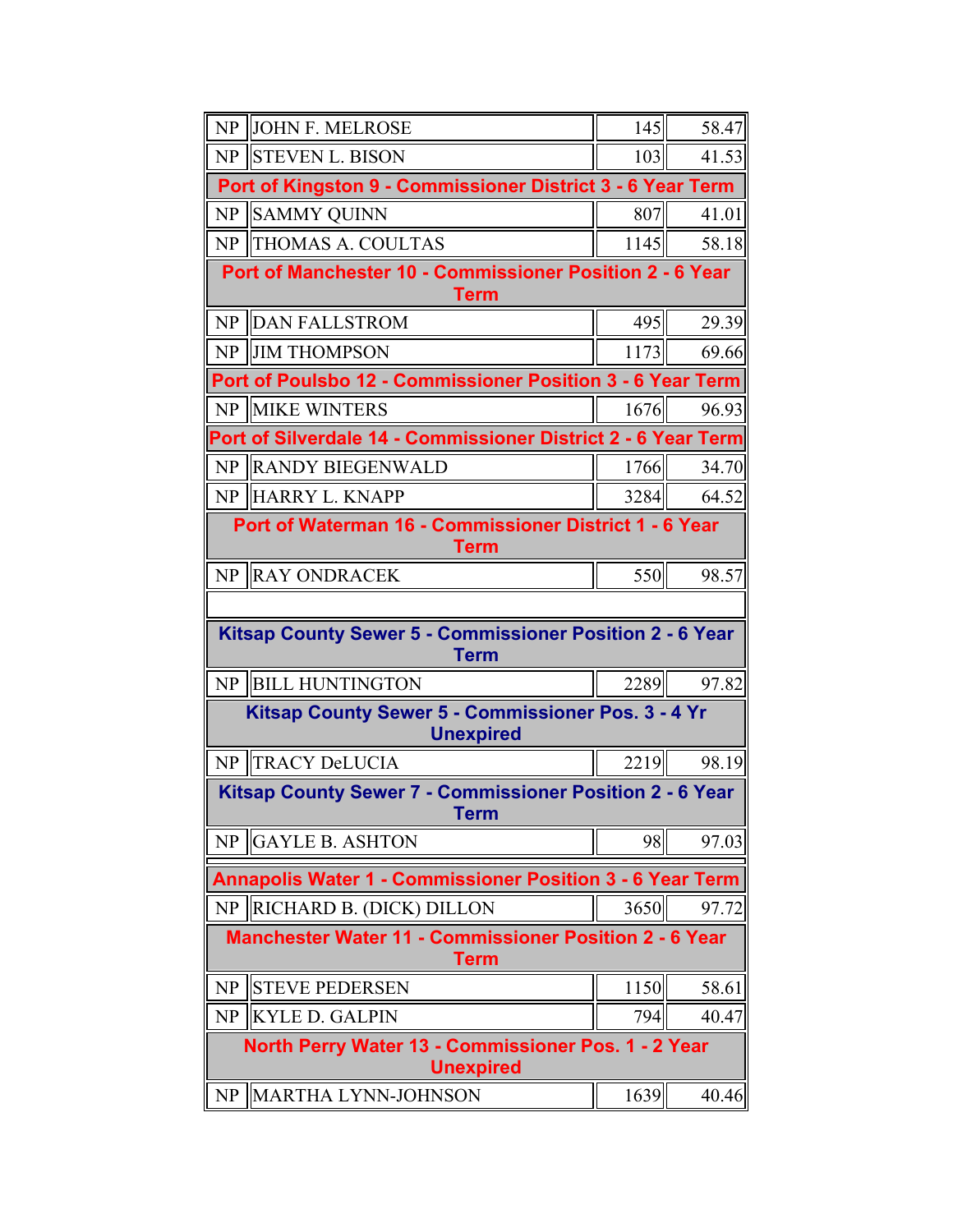| | | | |
|---|---|---|---|
| NP | JOHN F. MELROSE | 145 | 58.47 |
| NP | STEVEN L. BISON | 103 | 41.53 |
| **Port of Kingston 9 - Commissioner District 3 - 6 Year Term** | | | |
| NP | SAMMY QUINN | 807 | 41.01 |
| NP | THOMAS A. COULTAS | 1145 | 58.18 |
| **Port of Manchester 10 - Commissioner Position 2 - 6 Year Term** | | | |
| NP | DAN FALLSTROM | 495 | 29.39 |
| NP | JIM THOMPSON | 1173 | 69.66 |
| **Port of Poulsbo 12 - Commissioner Position 3 - 6 Year Term** | | | |
| NP | MIKE WINTERS | 1676 | 96.93 |
| **Port of Silverdale 14 - Commissioner District 2 - 6 Year Term** | | | |
| NP | RANDY BIEGENWALD | 1766 | 34.70 |
| NP | HARRY L. KNAPP | 3284 | 64.52 |
| **Port of Waterman 16 - Commissioner District 1 - 6 Year Term** | | | |
| NP | RAY ONDRACEK | 550 | 98.57 |
| | | | |
| **Kitsap County Sewer 5 - Commissioner Position 2 - 6 Year Term** | | | |
| NP | BILL HUNTINGTON | 2289 | 97.82 |
| **Kitsap County Sewer 5 - Commissioner Pos. 3 - 4 Yr Unexpired** | | | |
| NP | TRACY DeLUCIA | 2219 | 98.19 |
| **Kitsap County Sewer 7 - Commissioner Position 2 - 6 Year Term** | | | |
| NP | GAYLE B. ASHTON | 98 | 97.03 |
| | | | |
| **Annapolis Water 1 - Commissioner Position 3 - 6 Year Term** | | | |
| NP | RICHARD B. (DICK) DILLON | 3650 | 97.72 |
| **Manchester Water 11 - Commissioner Position 2 - 6 Year Term** | | | |
| NP | STEVE PEDERSEN | 1150 | 58.61 |
| NP | KYLE D. GALPIN | 794 | 40.47 |
| **North Perry Water 13 - Commissioner Pos. 1 - 2 Year Unexpired** | | | |
| NP | MARTHA LYNN-JOHNSON | 1639 | 40.46 |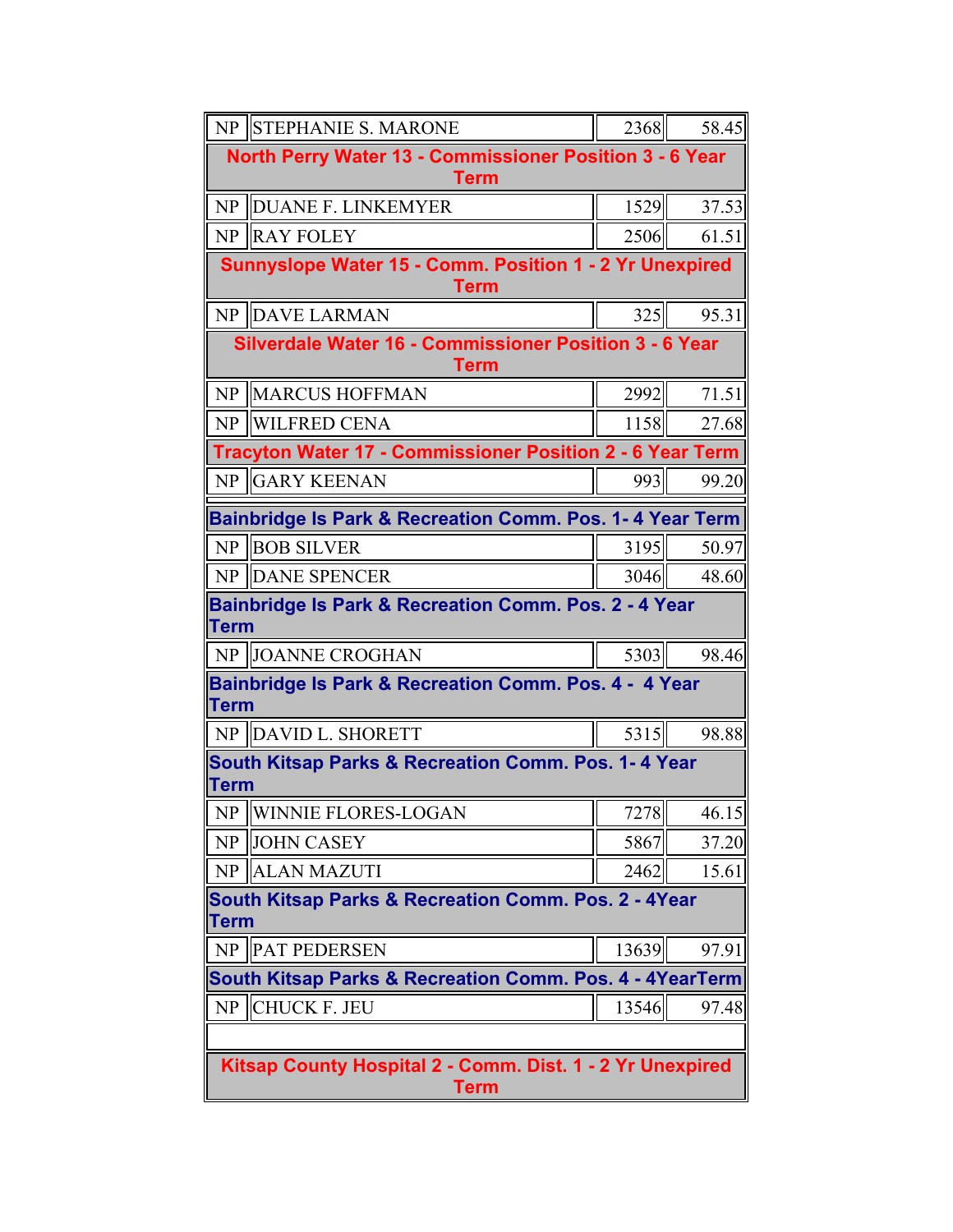| NP | STEPHANIE S. MARONE | 2368 | 58.45 |
|---|---|---|---|
| **North Perry Water 13 - Commissioner Position 3 - 6 Year Term** | | | |
| NP | DUANE F. LINKEMYER | 1529 | 37.53 |
| NP | RAY FOLEY | 2506 | 61.51 |
| **Sunnyslope Water 15 - Comm. Position 1 - 2 Yr Unexpired Term** | | | |
| NP | DAVE LARMAN | 325 | 95.31 |
| **Silverdale Water 16 - Commissioner Position 3 - 6 Year Term** | | | |
| NP | MARCUS HOFFMAN | 2992 | 71.51 |
| NP | WILFRED CENA | 1158 | 27.68 |
| **Tracyton Water 17 - Commissioner Position 2 - 6 Year Term** | | | |
| NP | GARY KEENAN | 993 | 99.20 |

| **Bainbridge Is Park & Recreation Comm. Pos. 1- 4 Year Term** | | | |
|---|---|---|---|
| NP | BOB SILVER | 3195 | 50.97 |
| NP | DANE SPENCER | 3046 | 48.60 |
| **Bainbridge Is Park & Recreation Comm. Pos. 2 - 4 Year Term** | | | |
| NP | JOANNE CROGHAN | 5303 | 98.46 |
| **Bainbridge Is Park & Recreation Comm. Pos. 4 - 4 Year Term** | | | |
| NP | DAVID L. SHORETT | 5315 | 98.88 |
| **South Kitsap Parks & Recreation Comm. Pos. 1- 4 Year Term** | | | |
| NP | WINNIE FLORES-LOGAN | 7278 | 46.15 |
| NP | JOHN CASEY | 5867 | 37.20 |
| NP | ALAN MAZUTI | 2462 | 15.61 |
| **South Kitsap Parks & Recreation Comm. Pos. 2 - 4Year Term** | | | |
| NP | PAT PEDERSEN | 13639 | 97.91 |
| **South Kitsap Parks & Recreation Comm. Pos. 4 - 4YearTerm** | | | |
| NP | CHUCK F. JEU | 13546 | 97.48 |

| **Kitsap County Hospital 2 - Comm. Dist. 1 - 2 Yr Unexpired Term** |
|---|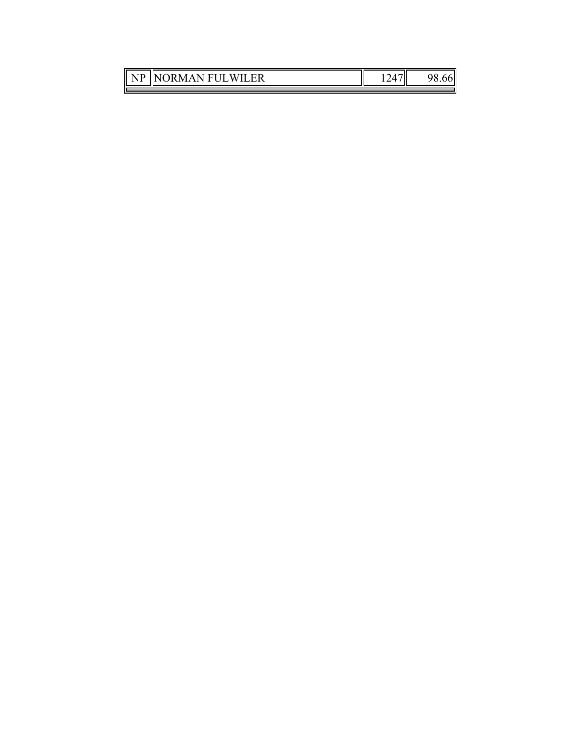| | | | |
|---|---|---|---|
| NP | NORMAN FULWILER | 1247 | 98.66 |